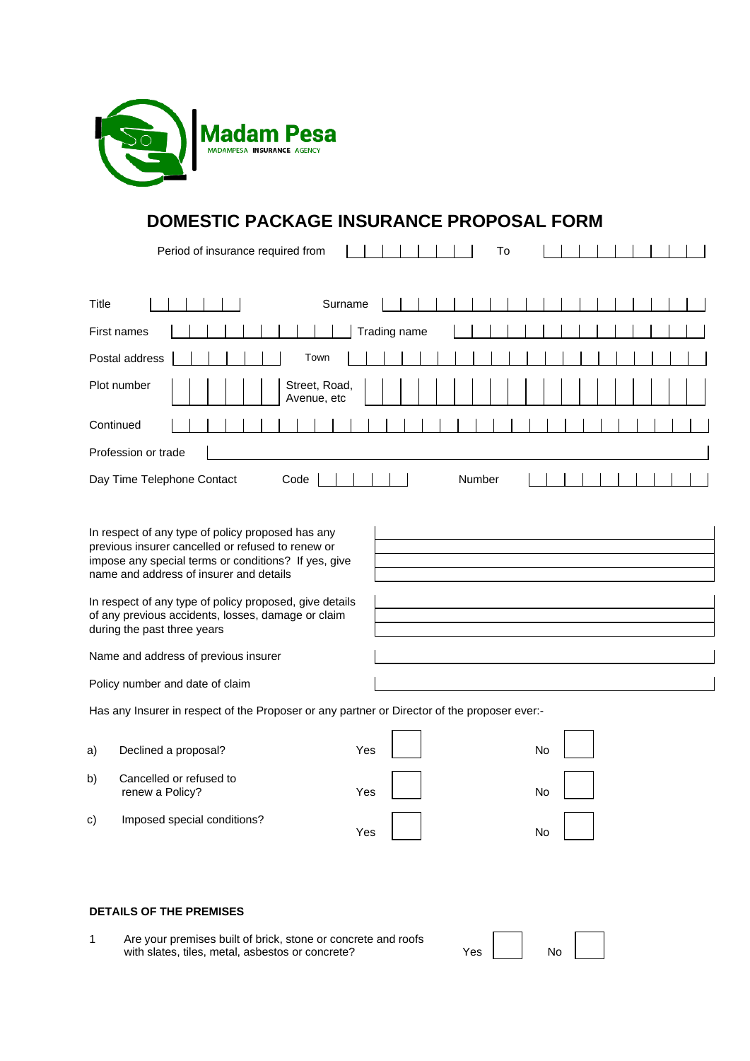**Madam Pesa**
MADAMPESA INSURANCE AGENCY

# DOMESTIC PACKAGE INSURANCE PROPOSAL FORM

Period of insurance required from ______________ To ______________

Title ______________ Surname ______________

First names ______________ Trading name ______________

Postal address ______________ Town ______________

Plot number ______________ Street, Road, Avenue, etc ______________

Continued ______________

Profession or trade ______________

Day Time Telephone Contact Code ______________ Number ______________

In respect of any type of policy proposed has any previous insurer cancelled or refused to renew or impose any special terms or conditions? If yes, give name and address of insurer and details ______________

In respect of any type of policy proposed, give details of any previous accidents, losses, damage or claim during the past three years ______________

Name and address of previous insurer ______________

Policy number and date of claim ______________

Has any Insurer in respect of the Proposer or any partner or Director of the proposer ever:-

| | | | |
|---|---|---|---|
| a) | Declined a proposal? | Yes ☐ | No ☐ |
| b) | Cancelled or refused to renew a Policy? | Yes ☐ | No ☐ |
| c) | Imposed special conditions? | Yes ☐ | No ☐ |

**DETAILS OF THE PREMISES**

1 Are your premises built of brick, stone or concrete and roofs with slates, tiles, metal, asbestos or concrete? Yes ☐ No ☐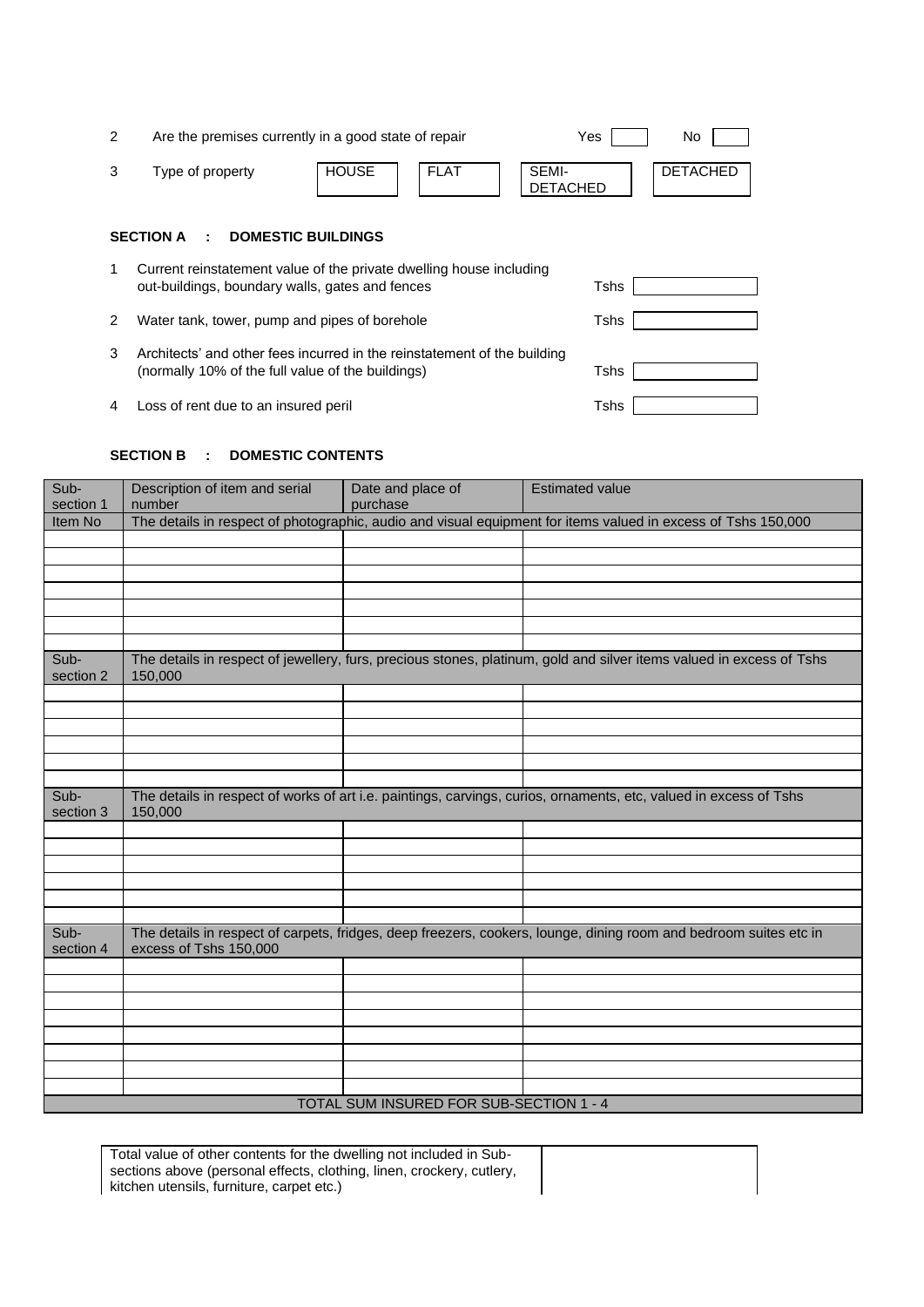2 Are the premises currently in a good state of repair  Yes [ ]  No [ ]

3 Type of property  [ HOUSE ]  [ FLAT ]  [ SEMI-DETACHED ]  [ DETACHED ]

### SECTION A : DOMESTIC BUILDINGS

1. Current reinstatement value of the private dwelling house including out-buildings, boundary walls, gates and fences  Tshs [ ]
2. Water tank, tower, pump and pipes of borehole  Tshs [ ]
3. Architects' and other fees incurred in the reinstatement of the building (normally 10% of the full value of the buildings)  Tshs [ ]
4. Loss of rent due to an insured peril  Tshs [ ]

### SECTION B : DOMESTIC CONTENTS

| Sub-section 1 | Description of item and serial number | Date and place of purchase | Estimated value |
|---|---|---|---|
| Item No | The details in respect of photographic, audio and visual equipment for items valued in excess of Tshs 150,000 | | |
| | | | |
| | | | |
| | | | |
| | | | |
| | | | |
| | | | |
| | | | |
| Sub-section 2 | The details in respect of jewellery, furs, precious stones, platinum, gold and silver items valued in excess of Tshs 150,000 | | |
| | | | |
| | | | |
| | | | |
| | | | |
| | | | |
| | | | |
| Sub-section 3 | The details in respect of works of art i.e. paintings, carvings, curios, ornaments, etc, valued in excess of Tshs 150,000 | | |
| | | | |
| | | | |
| | | | |
| | | | |
| | | | |
| | | | |
| Sub-section 4 | The details in respect of carpets, fridges, deep freezers, cookers, lounge, dining room and bedroom suites etc in excess of Tshs 150,000 | | |
| | | | |
| | | | |
| | | | |
| | | | |
| | | | |
| | | | |
| | | | |
| | | | |
| TOTAL SUM INSURED FOR SUB-SECTION 1 - 4 | | | |

| Total value of other contents for the dwelling not included in Sub-sections above (personal effects, clothing, linen, crockery, cutlery, kitchen utensils, furniture, carpet etc.) | |
|---|---|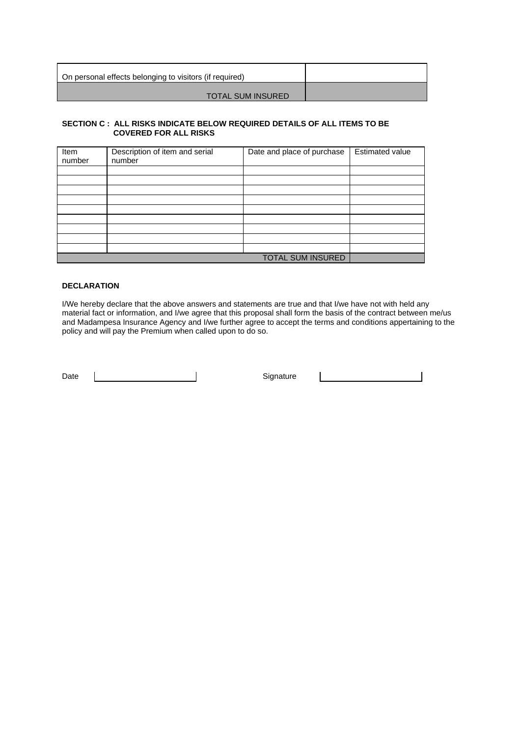| | |
|---|---|
| On personal effects belonging to visitors (if required) | |
| TOTAL SUM INSURED | |

**SECTION C : ALL RISKS INDICATE BELOW REQUIRED DETAILS OF ALL ITEMS TO BE COVERED FOR ALL RISKS**

| Item number | Description of item and serial number | Date and place of purchase | Estimated value |
|---|---|---|---|
| | | | |
| | | | |
| | | | |
| | | | |
| | | | |
| | | | |
| | | | |
| | | | |
| | | | |
| | | TOTAL SUM INSURED | |

**DECLARATION**

I/We hereby declare that the above answers and statements are true and that I/we have not with held any material fact or information, and I/we agree that this proposal shall form the basis of the contract between me/us and Madampesa Insurance Agency and I/we further agree to accept the terms and conditions appertaining to the policy and will pay the Premium when called upon to do so.

Date \_\_\_\_\_\_\_\_\_\_\_\_\_\_\_\_\_\_\_\_ Signature \_\_\_\_\_\_\_\_\_\_\_\_\_\_\_\_\_\_\_\_